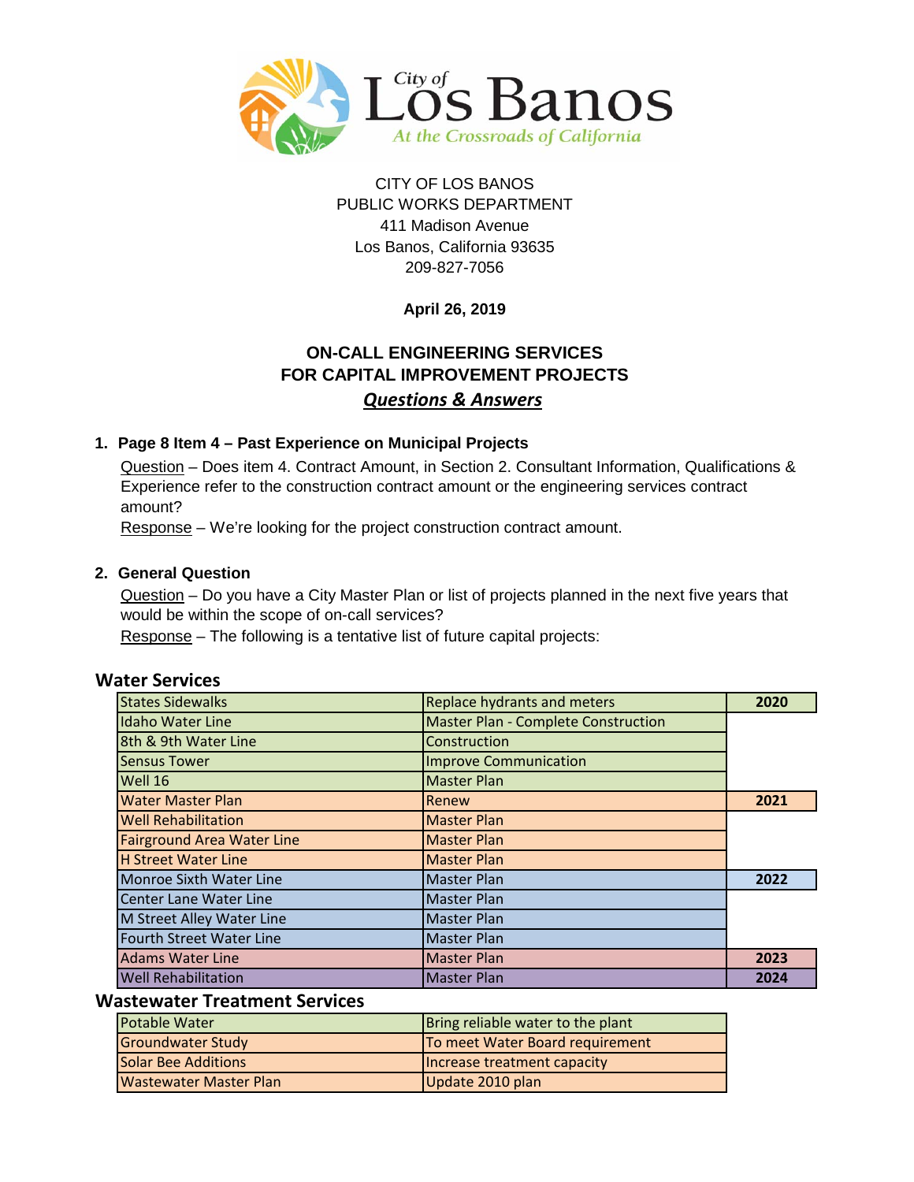City of Los Banos
*At the Crossroads of California*

CITY OF LOS BANOS
PUBLIC WORKS DEPARTMENT
411 Madison Avenue
Los Banos, California 93635
209-827-7056

**April 26, 2019**

# ON-CALL ENGINEERING SERVICES FOR CAPITAL IMPROVEMENT PROJECTS

## *Questions & Answers*

### 1. Page 8 Item 4 – Past Experience on Municipal Projects

Question – Does item 4. Contract Amount, in Section 2. Consultant Information, Qualifications & Experience refer to the construction contract amount or the engineering services contract amount?

Response – We're looking for the project construction contract amount.

### 2. General Question

Question – Do you have a City Master Plan or list of projects planned in the next five years that would be within the scope of on-call services?

Response – The following is a tentative list of future capital projects:

## Water Services

| Project | Description | Year |
|---|---|---|
| States Sidewalks | Replace hydrants and meters | **2020** |
| Idaho Water Line | Master Plan - Complete Construction | |
| 8th & 9th Water Line | Construction | |
| Sensus Tower | Improve Communication | |
| Well 16 | Master Plan | |
| Water Master Plan | Renew | **2021** |
| Well Rehabilitation | Master Plan | |
| Fairground Area Water Line | Master Plan | |
| H Street Water Line | Master Plan | |
| Monroe Sixth Water Line | Master Plan | **2022** |
| Center Lane Water Line | Master Plan | |
| M Street Alley Water Line | Master Plan | |
| Fourth Street Water Line | Master Plan | |
| Adams Water Line | Master Plan | **2023** |
| Well Rehabilitation | Master Plan | **2024** |

## Wastewater Treatment Services

| Project | Description |
|---|---|
| Potable Water | Bring reliable water to the plant |
| Groundwater Study | To meet Water Board requirement |
| Solar Bee Additions | Increase treatment capacity |
| Wastewater Master Plan | Update 2010 plan |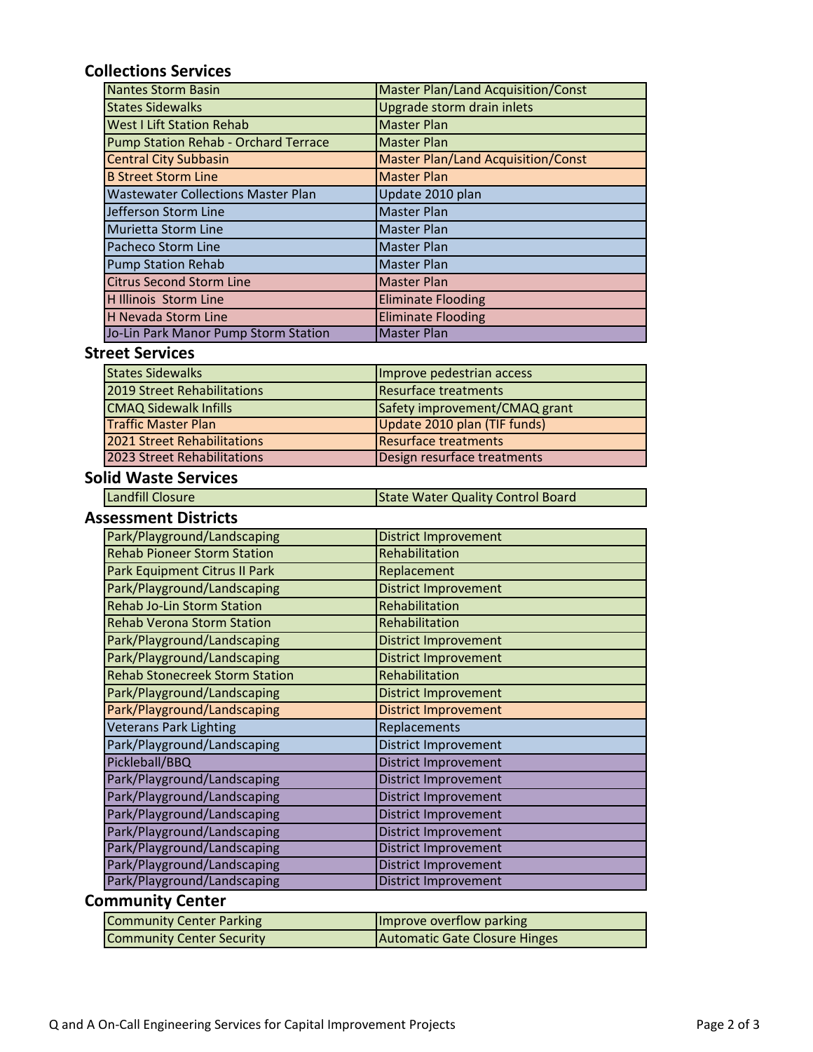## Collections Services

| | |
|---|---|
| Nantes Storm Basin | Master Plan/Land Acquisition/Const |
| States Sidewalks | Upgrade storm drain inlets |
| West I Lift Station Rehab | Master Plan |
| Pump Station Rehab - Orchard Terrace | Master Plan |
| Central City Subbasin | Master Plan/Land Acquisition/Const |
| B Street Storm Line | Master Plan |
| Wastewater Collections Master Plan | Update 2010 plan |
| Jefferson Storm Line | Master Plan |
| Murietta Storm Line | Master Plan |
| Pacheco Storm Line | Master Plan |
| Pump Station Rehab | Master Plan |
| Citrus Second Storm Line | Master Plan |
| H Illinois Storm Line | Eliminate Flooding |
| H Nevada Storm Line | Eliminate Flooding |
| Jo-Lin Park Manor Pump Storm Station | Master Plan |

## Street Services

| | |
|---|---|
| States Sidewalks | Improve pedestrian access |
| 2019 Street Rehabilitations | Resurface treatments |
| CMAQ Sidewalk Infills | Safety improvement/CMAQ grant |
| Traffic Master Plan | Update 2010 plan (TIF funds) |
| 2021 Street Rehabilitations | Resurface treatments |
| 2023 Street Rehabilitations | Design resurface treatments |

## Solid Waste Services

| | |
|---|---|
| Landfill Closure | State Water Quality Control Board |

## Assessment Districts

| | |
|---|---|
| Park/Playground/Landscaping | District Improvement |
| Rehab Pioneer Storm Station | Rehabilitation |
| Park Equipment Citrus II Park | Replacement |
| Park/Playground/Landscaping | District Improvement |
| Rehab Jo-Lin Storm Station | Rehabilitation |
| Rehab Verona Storm Station | Rehabilitation |
| Park/Playground/Landscaping | District Improvement |
| Park/Playground/Landscaping | District Improvement |
| Rehab Stonecreek Storm Station | Rehabilitation |
| Park/Playground/Landscaping | District Improvement |
| Park/Playground/Landscaping | District Improvement |
| Veterans Park Lighting | Replacements |
| Park/Playground/Landscaping | District Improvement |
| Pickleball/BBQ | District Improvement |
| Park/Playground/Landscaping | District Improvement |
| Park/Playground/Landscaping | District Improvement |
| Park/Playground/Landscaping | District Improvement |
| Park/Playground/Landscaping | District Improvement |
| Park/Playground/Landscaping | District Improvement |
| Park/Playground/Landscaping | District Improvement |
| Park/Playground/Landscaping | District Improvement |

## Community Center

| | |
|---|---|
| Community Center Parking | Improve overflow parking |
| Community Center Security | Automatic Gate Closure Hinges |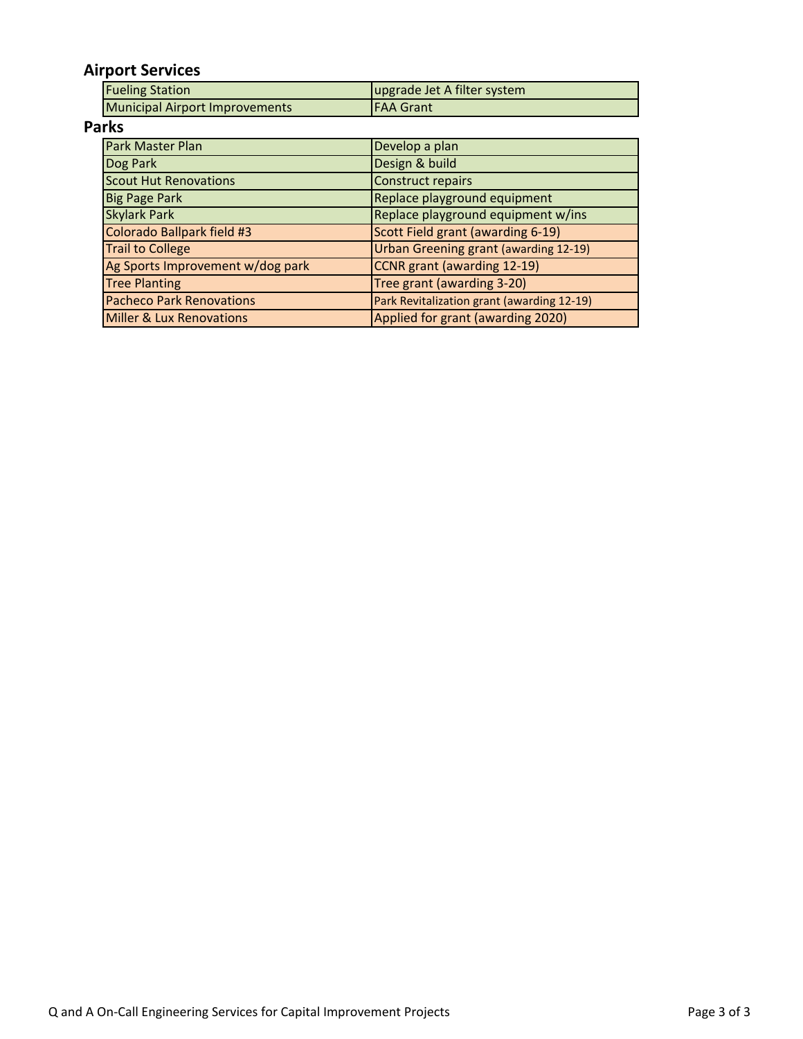## Airport Services

| | |
|---|---|
| Fueling Station | upgrade Jet A filter system |
| Municipal Airport Improvements | FAA Grant |

## Parks

| | |
|---|---|
| Park Master Plan | Develop a plan |
| Dog Park | Design & build |
| Scout Hut Renovations | Construct repairs |
| Big Page Park | Replace playground equipment |
| Skylark Park | Replace playground equipment w/ins |
| Colorado Ballpark field #3 | Scott Field grant (awarding 6-19) |
| Trail to College | Urban Greening grant (awarding 12-19) |
| Ag Sports Improvement w/dog park | CCNR grant (awarding 12-19) |
| Tree Planting | Tree grant (awarding 3-20) |
| Pacheco Park Renovations | Park Revitalization grant (awarding 12-19) |
| Miller & Lux Renovations | Applied for grant (awarding 2020) |